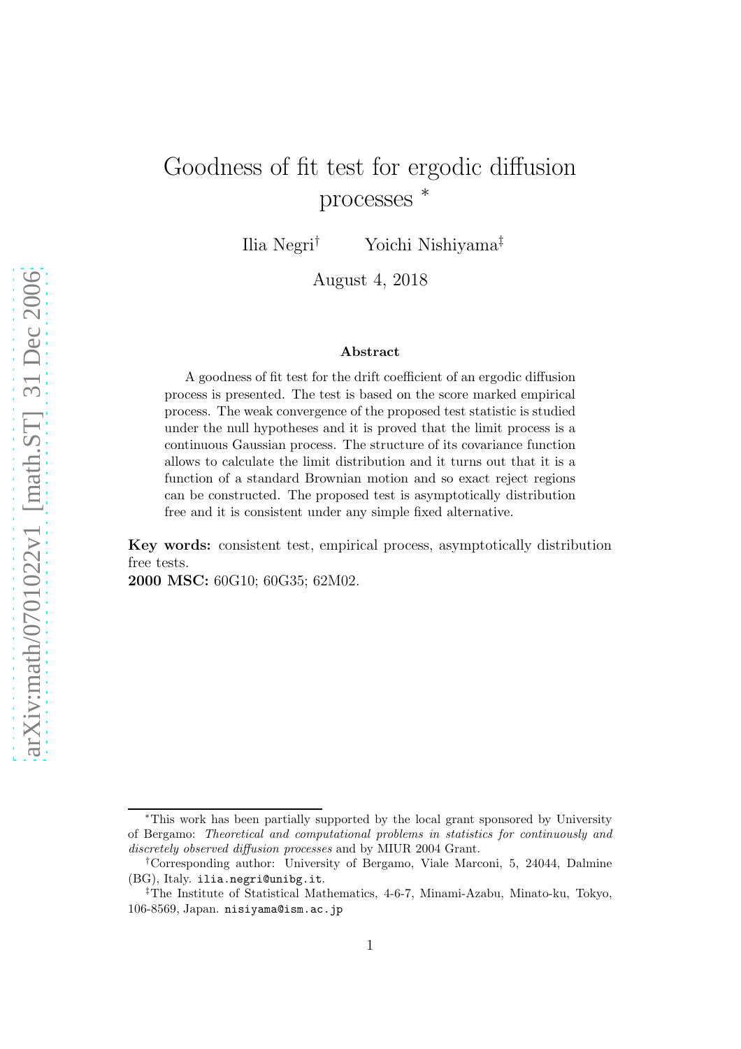# Goodness of fit test for ergodic diffusion processes *

Ilia Negri† Yoichi Nishiyama‡

August 4, 2018

### Abstract

A goodness of fit test for the drift coefficient of an ergodic diffusion process is presented. The test is based on the score marked empirical process. The weak convergence of the proposed test statistic is studied under the null hypotheses and it is proved that the limit process is a continuous Gaussian process. The structure of its covariance function allows to calculate the limit distribution and it turns out that it is a function of a standard Brownian motion and so exact reject regions can be constructed. The proposed test is asymptotically distribution free and it is consistent under any simple fixed alternative.

**Key words:** consistent test, empirical process, asymptotically distribution free tests.

**2000 MSC:** 60G10; 60G35; 62M02.

---

*This work has been partially supported by the local grant sponsored by University of Bergamo: *Theoretical and computational problems in statistics for continuously and discretely observed diffusion processes* and by MIUR 2004 Grant.

†Corresponding author: University of Bergamo, Viale Marconi, 5, 24044, Dalmine (BG), Italy. ilia.negri@unibg.it.

‡The Institute of Statistical Mathematics, 4-6-7, Minami-Azabu, Minato-ku, Tokyo, 106-8569, Japan. nisiyama@ism.ac.jp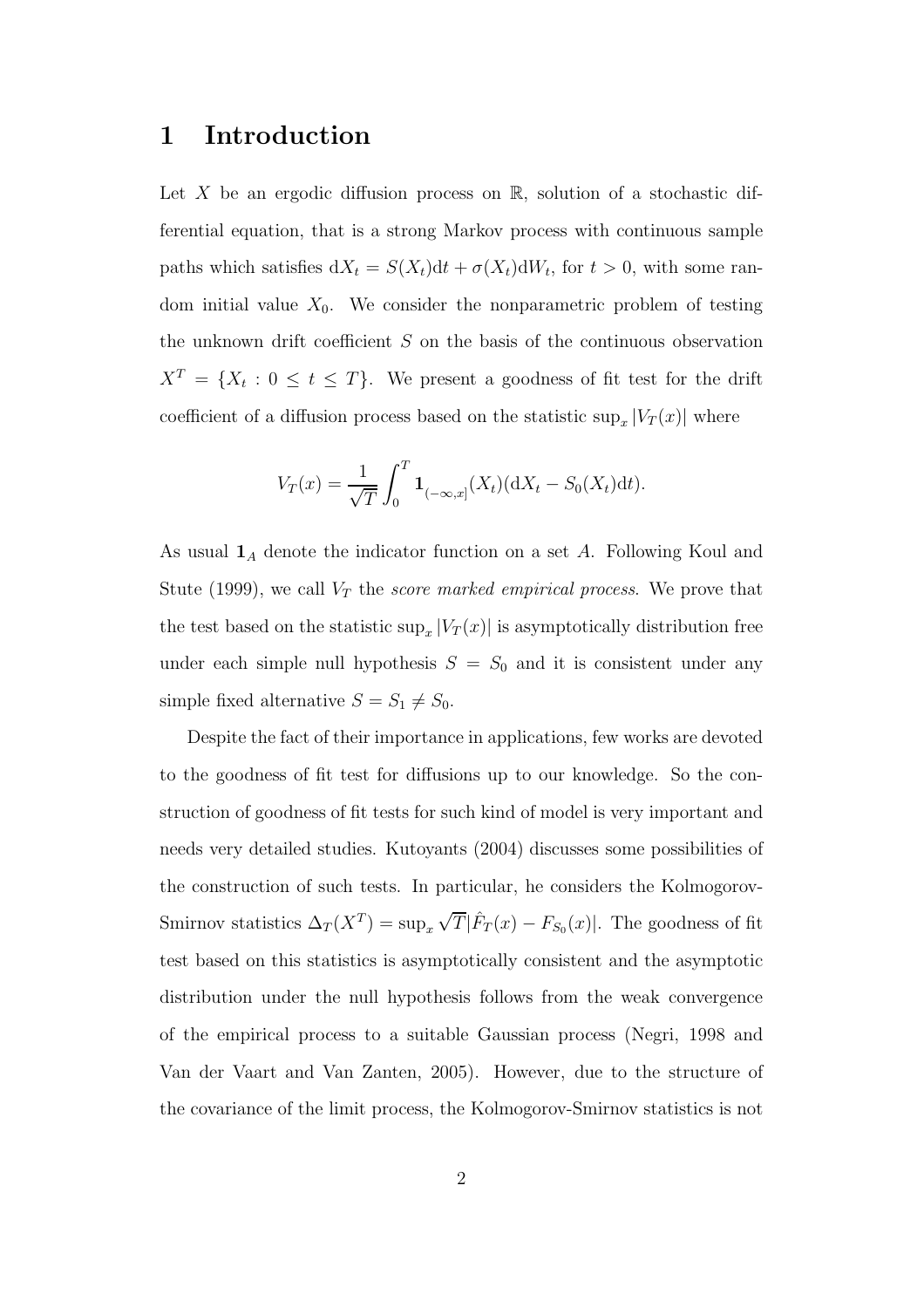# 1 Introduction

Let $X$ be an ergodic diffusion process on $\mathbb{R}$, solution of a stochastic differential equation, that is a strong Markov process with continuous sample paths which satisfies $\mathrm{d}X_t = S(X_t)\mathrm{d}t + \sigma(X_t)\mathrm{d}W_t$, for $t > 0$, with some random initial value $X_0$. We consider the nonparametric problem of testing the unknown drift coefficient $S$ on the basis of the continuous observation $X^T = \{X_t : 0 \leq t \leq T\}$. We present a goodness of fit test for the drift coefficient of a diffusion process based on the statistic $\sup_x |V_T(x)|$ where

$$V_T(x) = \frac{1}{\sqrt{T}} \int_0^T \mathbf{1}_{(-\infty,x]}(X_t)(\mathrm{d}X_t - S_0(X_t)\mathrm{d}t).$$

As usual $\mathbf{1}_A$ denote the indicator function on a set $A$. Following Koul and Stute (1999), we call $V_T$ the *score marked empirical process*. We prove that the test based on the statistic $\sup_x |V_T(x)|$ is asymptotically distribution free under each simple null hypothesis $S = S_0$ and it is consistent under any simple fixed alternative $S = S_1 \neq S_0$.

Despite the fact of their importance in applications, few works are devoted to the goodness of fit test for diffusions up to our knowledge. So the construction of goodness of fit tests for such kind of model is very important and needs very detailed studies. Kutoyants (2004) discusses some possibilities of the construction of such tests. In particular, he considers the Kolmogorov-Smirnov statistics $\Delta_T(X^T) = \sup_x \sqrt{T}|\hat{F}_T(x) - F_{S_0}(x)|$. The goodness of fit test based on this statistics is asymptotically consistent and the asymptotic distribution under the null hypothesis follows from the weak convergence of the empirical process to a suitable Gaussian process (Negri, 1998 and Van der Vaart and Van Zanten, 2005). However, due to the structure of the covariance of the limit process, the Kolmogorov-Smirnov statistics is not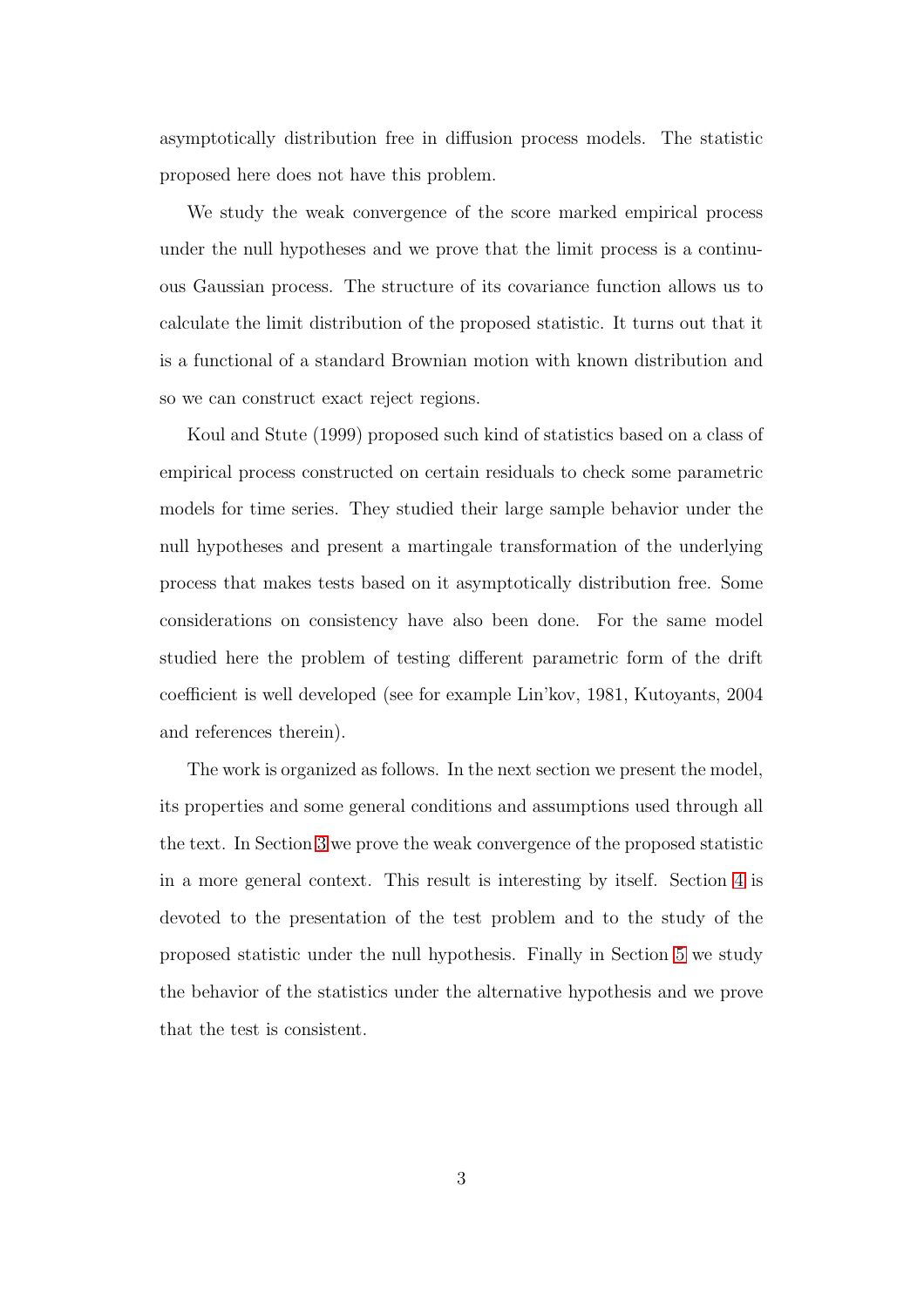asymptotically distribution free in diffusion process models. The statistic proposed here does not have this problem.

We study the weak convergence of the score marked empirical process under the null hypotheses and we prove that the limit process is a continuous Gaussian process. The structure of its covariance function allows us to calculate the limit distribution of the proposed statistic. It turns out that it is a functional of a standard Brownian motion with known distribution and so we can construct exact reject regions.

Koul and Stute (1999) proposed such kind of statistics based on a class of empirical process constructed on certain residuals to check some parametric models for time series. They studied their large sample behavior under the null hypotheses and present a martingale transformation of the underlying process that makes tests based on it asymptotically distribution free. Some considerations on consistency have also been done. For the same model studied here the problem of testing different parametric form of the drift coefficient is well developed (see for example Lin'kov, 1981, Kutoyants, 2004 and references therein).

The work is organized as follows. In the next section we present the model, its properties and some general conditions and assumptions used through all the text. In Section 3 we prove the weak convergence of the proposed statistic in a more general context. This result is interesting by itself. Section 4 is devoted to the presentation of the test problem and to the study of the proposed statistic under the null hypothesis. Finally in Section 5 we study the behavior of the statistics under the alternative hypothesis and we prove that the test is consistent.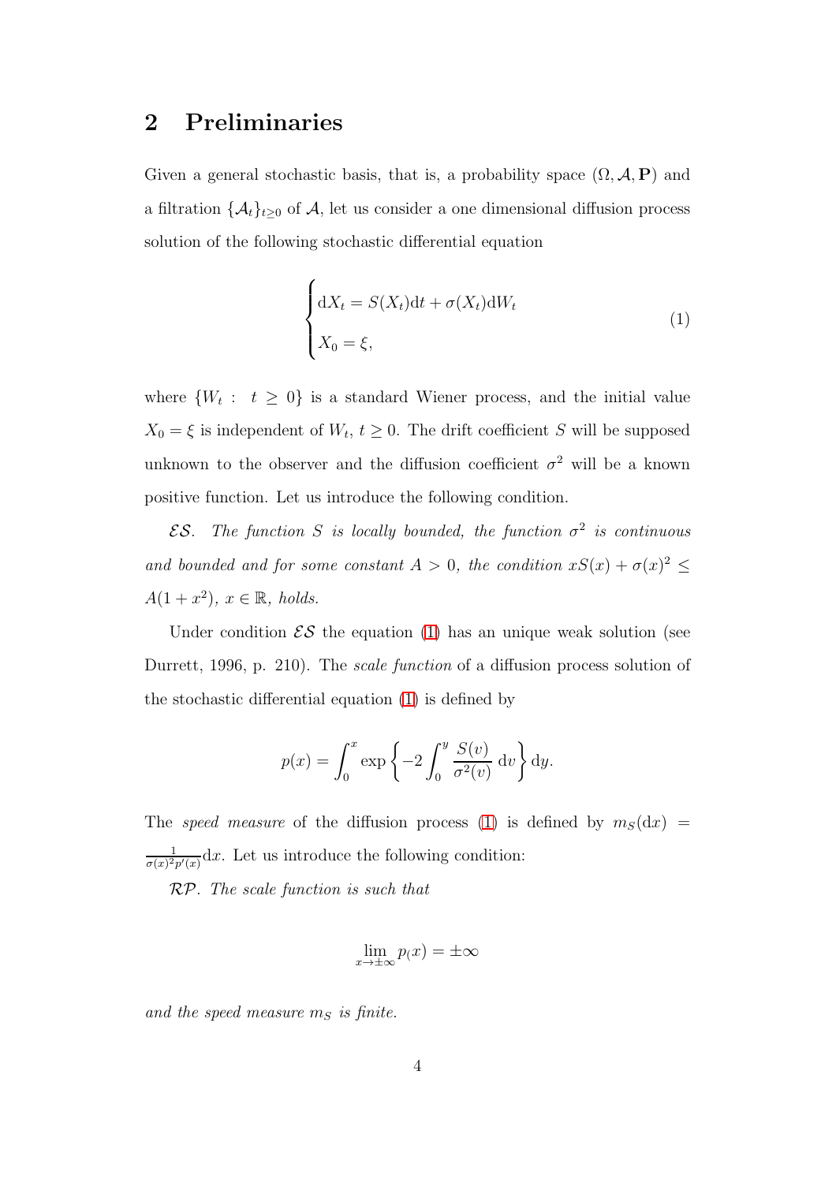## 2 Preliminaries

Given a general stochastic basis, that is, a probability space $(\Omega, \mathcal{A}, \mathbf{P})$ and a filtration $\{\mathcal{A}_t\}_{t\geq 0}$ of $\mathcal{A}$, let us consider a one dimensional diffusion process solution of the following stochastic differential equation

$$\begin{cases} \mathrm{d}X_t = S(X_t)\mathrm{d}t + \sigma(X_t)\mathrm{d}W_t \\ X_0 = \xi, \end{cases} \tag{1}$$

where $\{W_t : \ t \geq 0\}$ is a standard Wiener process, and the initial value $X_0 = \xi$ is independent of $W_t$, $t \geq 0$. The drift coefficient $S$ will be supposed unknown to the observer and the diffusion coefficient $\sigma^2$ will be a known positive function. Let us introduce the following condition.

$\mathcal{ES}$. *The function $S$ is locally bounded, the function $\sigma^2$ is continuous and bounded and for some constant $A > 0$, the condition $xS(x) + \sigma(x)^2 \leq A(1 + x^2)$, $x \in \mathbb{R}$, holds.*

Under condition $\mathcal{ES}$ the equation (1) has an unique weak solution (see Durrett, 1996, p. 210). The *scale function* of a diffusion process solution of the stochastic differential equation (1) is defined by

$$p(x) = \int_0^x \exp\left\{-2\int_0^y \frac{S(v)}{\sigma^2(v)}\, \mathrm{d}v\right\} \mathrm{d}y.$$

The *speed measure* of the diffusion process (1) is defined by $m_S(\mathrm{d}x) = \frac{1}{\sigma(x)^2 p'(x)}\mathrm{d}x$. Let us introduce the following condition:

$\mathcal{RP}$. *The scale function is such that*

$$\lim_{x\to\pm\infty} p_(x) = \pm\infty$$

*and the speed measure $m_S$ is finite.*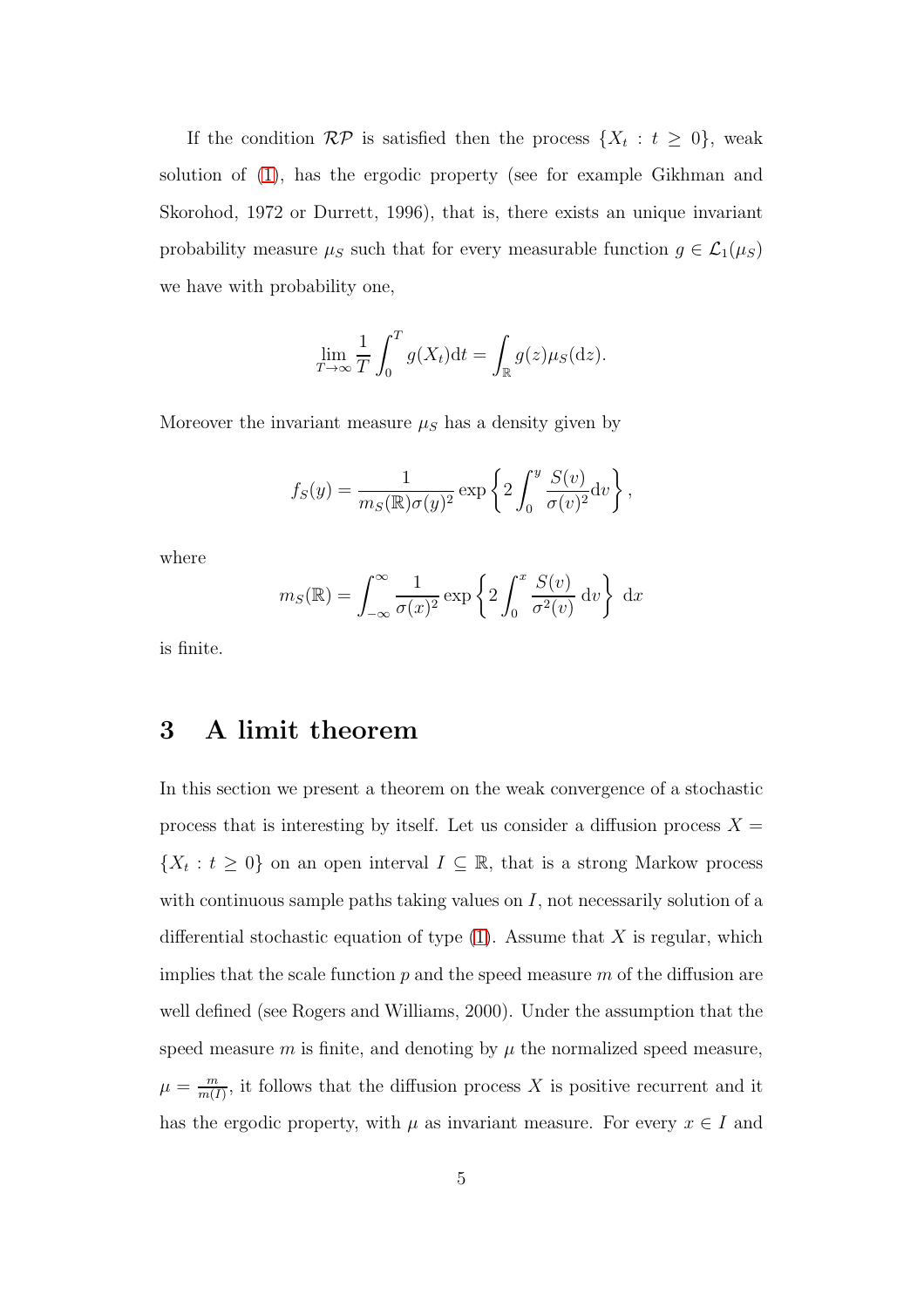If the condition $\mathcal{RP}$ is satisfied then the process $\{X_t : t \geq 0\}$, weak solution of (1), has the ergodic property (see for example Gikhman and Skorohod, 1972 or Durrett, 1996), that is, there exists an unique invariant probability measure $\mu_S$ such that for every measurable function $g \in \mathcal{L}_1(\mu_S)$ we have with probability one,

$$\lim_{T \to \infty} \frac{1}{T} \int_0^T g(X_t) \mathrm{d}t = \int_{\mathbb{R}} g(z) \mu_S(\mathrm{d}z).$$

Moreover the invariant measure $\mu_S$ has a density given by

$$f_S(y) = \frac{1}{m_S(\mathbb{R}) \sigma(y)^2} \exp\left\{ 2 \int_0^y \frac{S(v)}{\sigma(v)^2} \mathrm{d}v \right\},$$

where

$$m_S(\mathbb{R}) = \int_{-\infty}^{\infty} \frac{1}{\sigma(x)^2} \exp\left\{ 2 \int_0^x \frac{S(v)}{\sigma^2(v)} \, \mathrm{d}v \right\} \, \mathrm{d}x$$

is finite.

# 3 A limit theorem

In this section we present a theorem on the weak convergence of a stochastic process that is interesting by itself. Let us consider a diffusion process $X = \{X_t : t \geq 0\}$ on an open interval $I \subseteq \mathbb{R}$, that is a strong Markow process with continuous sample paths taking values on $I$, not necessarily solution of a differential stochastic equation of type (1). Assume that $X$ is regular, which implies that the scale function $p$ and the speed measure $m$ of the diffusion are well defined (see Rogers and Williams, 2000). Under the assumption that the speed measure $m$ is finite, and denoting by $\mu$ the normalized speed measure, $\mu = \frac{m}{m(I)}$, it follows that the diffusion process $X$ is positive recurrent and it has the ergodic property, with $\mu$ as invariant measure. For every $x \in I$ and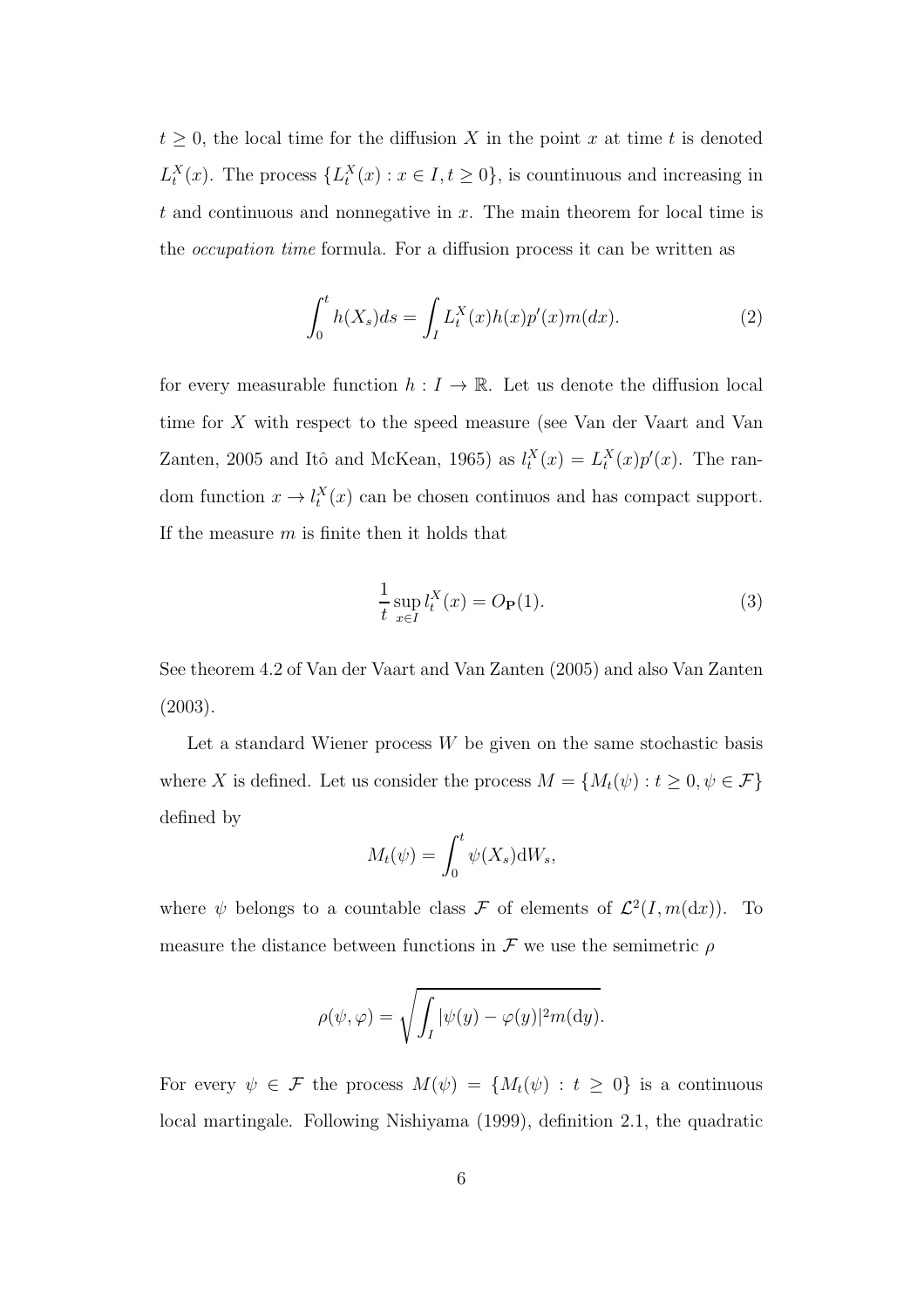$t \geq 0$, the local time for the diffusion $X$ in the point $x$ at time $t$ is denoted $L_t^X(x)$. The process $\{L_t^X(x) : x \in I, t \geq 0\}$, is countinuous and increasing in $t$ and continuous and nonnegative in $x$. The main theorem for local time is the *occupation time* formula. For a diffusion process it can be written as

$$\int_0^t h(X_s)ds = \int_I L_t^X(x)h(x)p'(x)m(dx). \tag{2}$$

for every measurable function $h : I \to \mathbb{R}$. Let us denote the diffusion local time for $X$ with respect to the speed measure (see Van der Vaart and Van Zanten, 2005 and Itô and McKean, 1965) as $l_t^X(x) = L_t^X(x)p'(x)$. The random function $x \to l_t^X(x)$ can be chosen continuos and has compact support. If the measure $m$ is finite then it holds that

$$\frac{1}{t} \sup_{x \in I} l_t^X(x) = O_{\mathbf{P}}(1). \tag{3}$$

See theorem 4.2 of Van der Vaart and Van Zanten (2005) and also Van Zanten (2003).

Let a standard Wiener process $W$ be given on the same stochastic basis where $X$ is defined. Let us consider the process $M = \{M_t(\psi) : t \geq 0, \psi \in \mathcal{F}\}$ defined by

$$M_t(\psi) = \int_0^t \psi(X_s)\mathrm{d}W_s,$$

where $\psi$ belongs to a countable class $\mathcal{F}$ of elements of $\mathcal{L}^2(I, m(\mathrm{d}x))$. To measure the distance between functions in $\mathcal{F}$ we use the semimetric $\rho$

$$\rho(\psi, \varphi) = \sqrt{\int_I |\psi(y) - \varphi(y)|^2 m(\mathrm{d}y)}.$$

For every $\psi \in \mathcal{F}$ the process $M(\psi) = \{M_t(\psi) : t \geq 0\}$ is a continuous local martingale. Following Nishiyama (1999), definition 2.1, the quadratic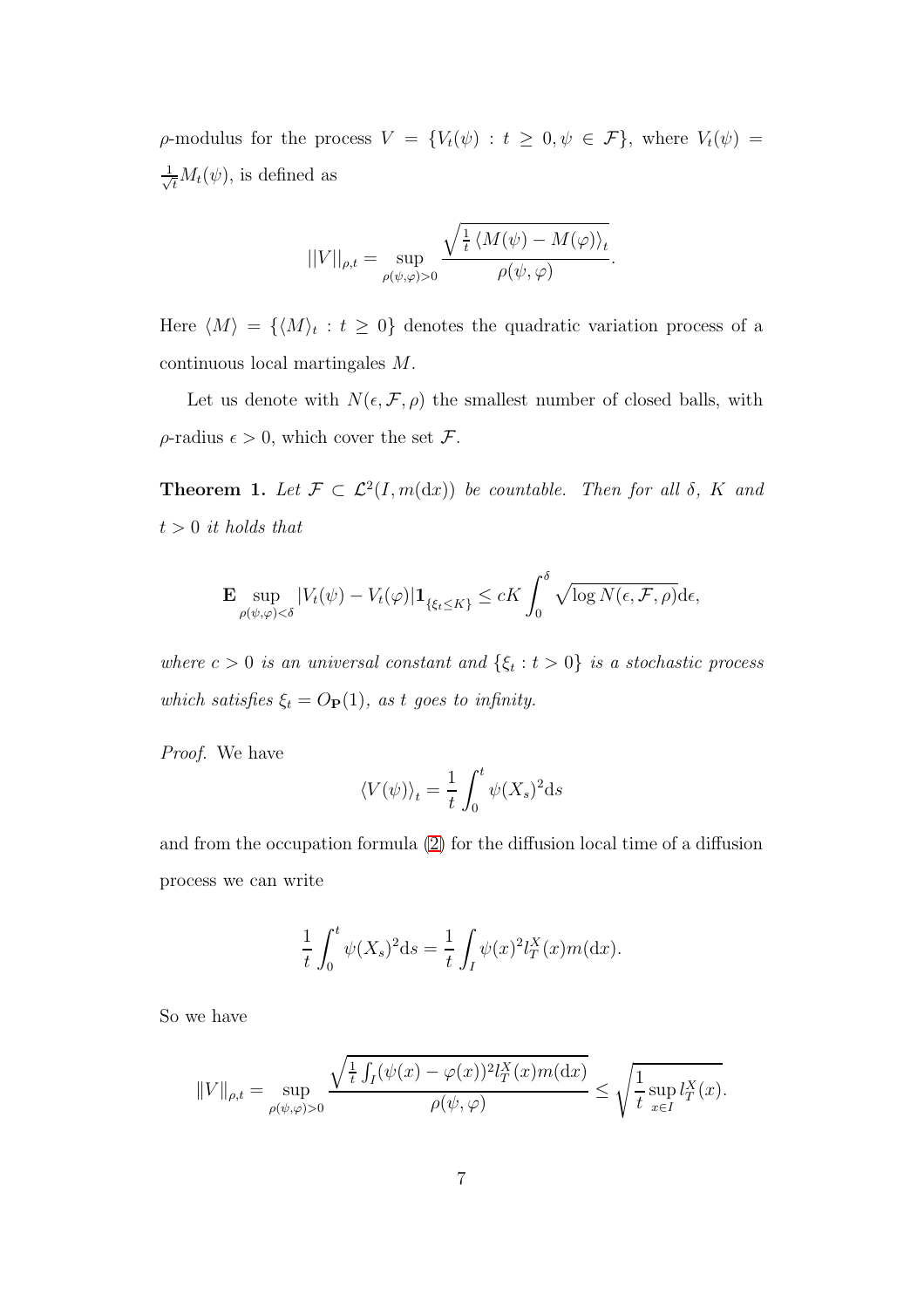$\rho$-modulus for the process $V = \{V_t(\psi) : t \geq 0, \psi \in \mathcal{F}\}$, where $V_t(\psi) = \frac{1}{\sqrt{t}} M_t(\psi)$, is defined as

$$||V||_{\rho,t} = \sup_{\rho(\psi,\varphi)>0} \frac{\sqrt{\frac{1}{t}\left\langle M(\psi) - M(\varphi)\right\rangle_t}}{\rho(\psi,\varphi)}.$$

Here $\langle M \rangle = \{\langle M \rangle_t : t \geq 0\}$ denotes the quadratic variation process of a continuous local martingales $M$.

Let us denote with $N(\epsilon, \mathcal{F}, \rho)$ the smallest number of closed balls, with $\rho$-radius $\epsilon > 0$, which cover the set $\mathcal{F}$.

**Theorem 1.** *Let $\mathcal{F} \subset \mathcal{L}^2(I, m(\mathrm{d}x))$ be countable. Then for all $\delta$, $K$ and $t > 0$ it holds that*

$$\mathbf{E} \sup_{\rho(\psi,\varphi)<\delta} |V_t(\psi) - V_t(\varphi)| \mathbf{1}_{\{\xi_t \leq K\}} \leq cK \int_0^\delta \sqrt{\log N(\epsilon, \mathcal{F}, \rho)} \mathrm{d}\epsilon,$$

*where $c > 0$ is an universal constant and $\{\xi_t : t > 0\}$ is a stochastic process which satisfies $\xi_t = O_{\mathbf{P}}(1)$, as $t$ goes to infinity.*

*Proof.* We have

$$\langle V(\psi) \rangle_t = \frac{1}{t} \int_0^t \psi(X_s)^2 \mathrm{d}s$$

and from the occupation formula (2) for the diffusion local time of a diffusion process we can write

$$\frac{1}{t} \int_0^t \psi(X_s)^2 \mathrm{d}s = \frac{1}{t} \int_I \psi(x)^2 l_T^X(x) m(\mathrm{d}x).$$

So we have

$$\|V\|_{\rho,t} = \sup_{\rho(\psi,\varphi)>0} \frac{\sqrt{\frac{1}{t}\int_I (\psi(x) - \varphi(x))^2 l_T^X(x) m(\mathrm{d}x)}}{\rho(\psi,\varphi)} \leq \sqrt{\frac{1}{t} \sup_{x \in I} l_T^X(x)}.$$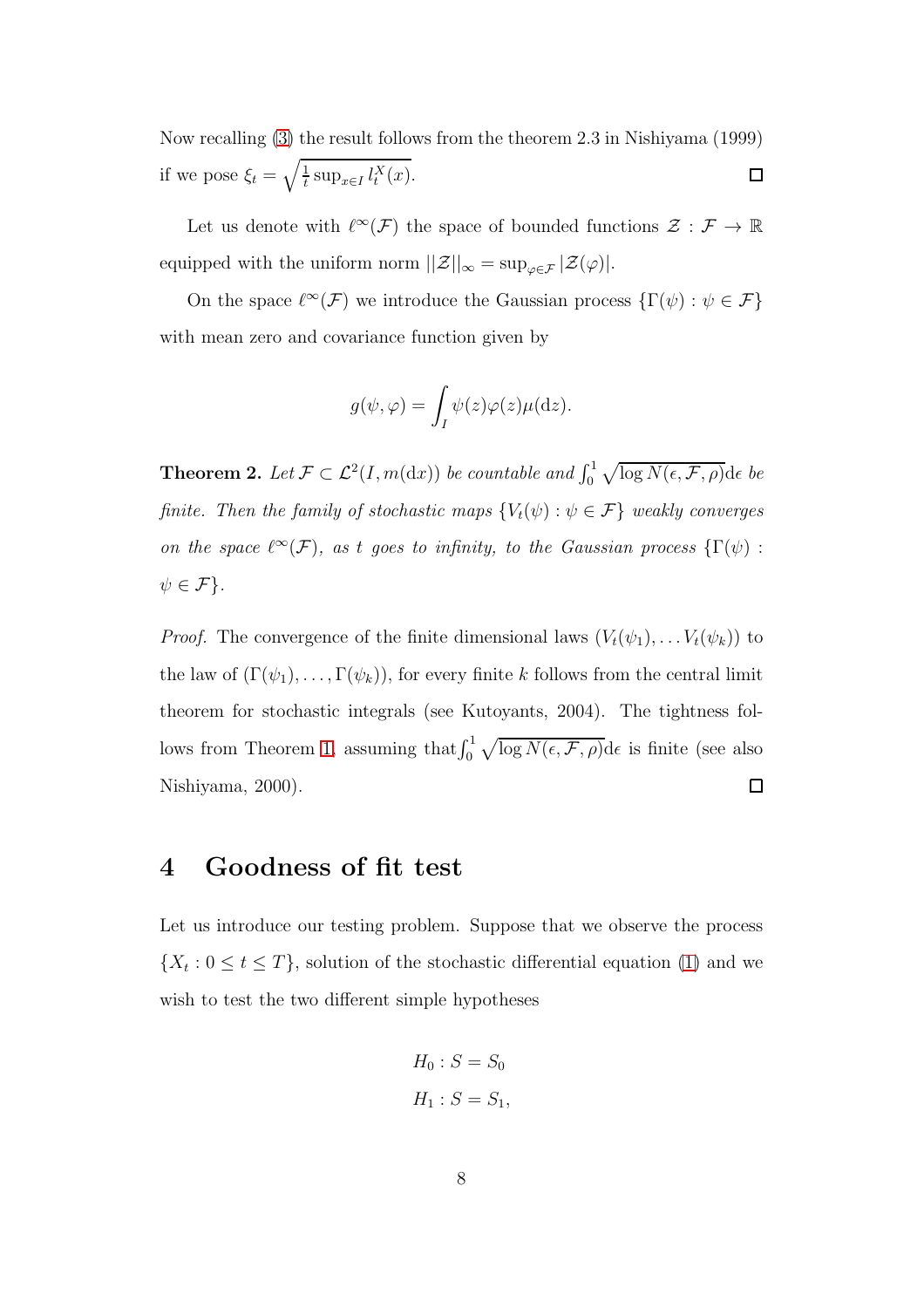Now recalling (3) the result follows from the theorem 2.3 in Nishiyama (1999) if we pose $\xi_t = \sqrt{\frac{1}{t} \sup_{x \in I} l_t^X(x)}$. $\square$

Let us denote with $\ell^\infty(\mathcal{F})$ the space of bounded functions $\mathcal{Z} : \mathcal{F} \to \mathbb{R}$ equipped with the uniform norm $||\mathcal{Z}||_\infty = \sup_{\varphi \in \mathcal{F}} |\mathcal{Z}(\varphi)|$.

On the space $\ell^\infty(\mathcal{F})$ we introduce the Gaussian process $\{\Gamma(\psi) : \psi \in \mathcal{F}\}$ with mean zero and covariance function given by

$$g(\psi, \varphi) = \int_I \psi(z)\varphi(z)\mu(\mathrm{d}z).$$

**Theorem 2.** *Let $\mathcal{F} \subset \mathcal{L}^2(I, m(\mathrm{d}x))$ be countable and $\int_0^1 \sqrt{\log N(\epsilon, \mathcal{F}, \rho)}\mathrm{d}\epsilon$ be finite. Then the family of stochastic maps $\{V_t(\psi) : \psi \in \mathcal{F}\}$ weakly converges on the space $\ell^\infty(\mathcal{F})$, as $t$ goes to infinity, to the Gaussian process $\{\Gamma(\psi) : \psi \in \mathcal{F}\}$.*

*Proof.* The convergence of the finite dimensional laws $(V_t(\psi_1), \ldots V_t(\psi_k))$ to the law of $(\Gamma(\psi_1), \ldots, \Gamma(\psi_k))$, for every finite $k$ follows from the central limit theorem for stochastic integrals (see Kutoyants, 2004). The tightness follows from Theorem 1, assuming that $\int_0^1 \sqrt{\log N(\epsilon, \mathcal{F}, \rho)}\mathrm{d}\epsilon$ is finite (see also Nishiyama, 2000). $\square$

# 4 Goodness of fit test

Let us introduce our testing problem. Suppose that we observe the process $\{X_t : 0 \le t \le T\}$, solution of the stochastic differential equation (1) and we wish to test the two different simple hypotheses

$$H_0 : S = S_0$$
$$H_1 : S = S_1,$$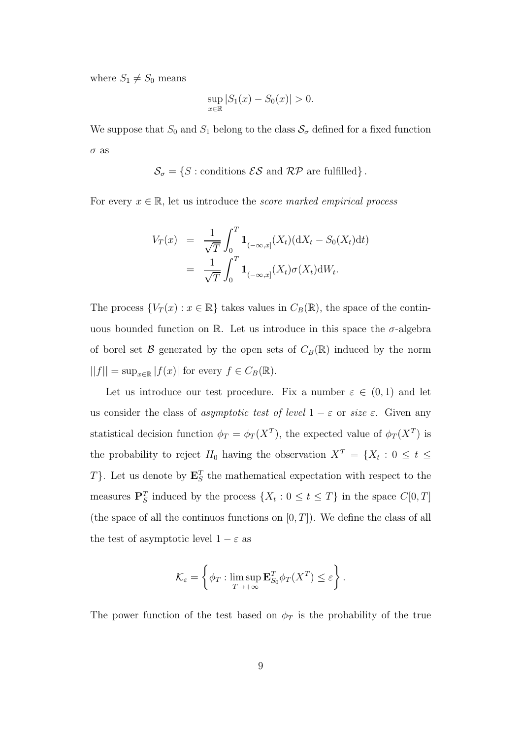where $S_1 \neq S_0$ means

$$\sup_{x \in \mathbb{R}} |S_1(x) - S_0(x)| > 0.$$

We suppose that $S_0$ and $S_1$ belong to the class $\mathcal{S}_\sigma$ defined for a fixed function $\sigma$ as

$$\mathcal{S}_\sigma = \{S : \text{conditions } \mathcal{ES} \text{ and } \mathcal{RP} \text{ are fulfilled}\}.$$

For every $x \in \mathbb{R}$, let us introduce the *score marked empirical process*

$$\begin{aligned} V_T(x) &= \frac{1}{\sqrt{T}} \int_0^T \mathbf{1}_{(-\infty,x]}(X_t)(\mathrm{d}X_t - S_0(X_t)\mathrm{d}t) \\ &= \frac{1}{\sqrt{T}} \int_0^T \mathbf{1}_{(-\infty,x]}(X_t)\sigma(X_t)\mathrm{d}W_t. \end{aligned}$$

The process $\{V_T(x) : x \in \mathbb{R}\}$ takes values in $C_B(\mathbb{R})$, the space of the continuous bounded function on $\mathbb{R}$. Let us introduce in this space the $\sigma$-algebra of borel set $\mathcal{B}$ generated by the open sets of $C_B(\mathbb{R})$ induced by the norm $||f|| = \sup_{x \in \mathbb{R}} |f(x)|$ for every $f \in C_B(\mathbb{R})$.

Let us introduce our test procedure. Fix a number $\varepsilon \in (0,1)$ and let us consider the class of *asymptotic test of level* $1 - \varepsilon$ or *size* $\varepsilon$. Given any statistical decision function $\phi_T = \phi_T(X^T)$, the expected value of $\phi_T(X^T)$ is the probability to reject $H_0$ having the observation $X^T = \{X_t : 0 \leq t \leq T\}$. Let us denote by $\mathbf{E}_S^T$ the mathematical expectation with respect to the measures $\mathbf{P}_S^T$ induced by the process $\{X_t : 0 \leq t \leq T\}$ in the space $C[0,T]$ (the space of all the continuos functions on $[0,T]$). We define the class of all the test of asymptotic level $1 - \varepsilon$ as

$$\mathcal{K}_\varepsilon = \left\{ \phi_T : \limsup_{T \to +\infty} \mathbf{E}_{S_0}^T \phi_T(X^T) \leq \varepsilon \right\}.$$

The power function of the test based on $\phi_T$ is the probability of the true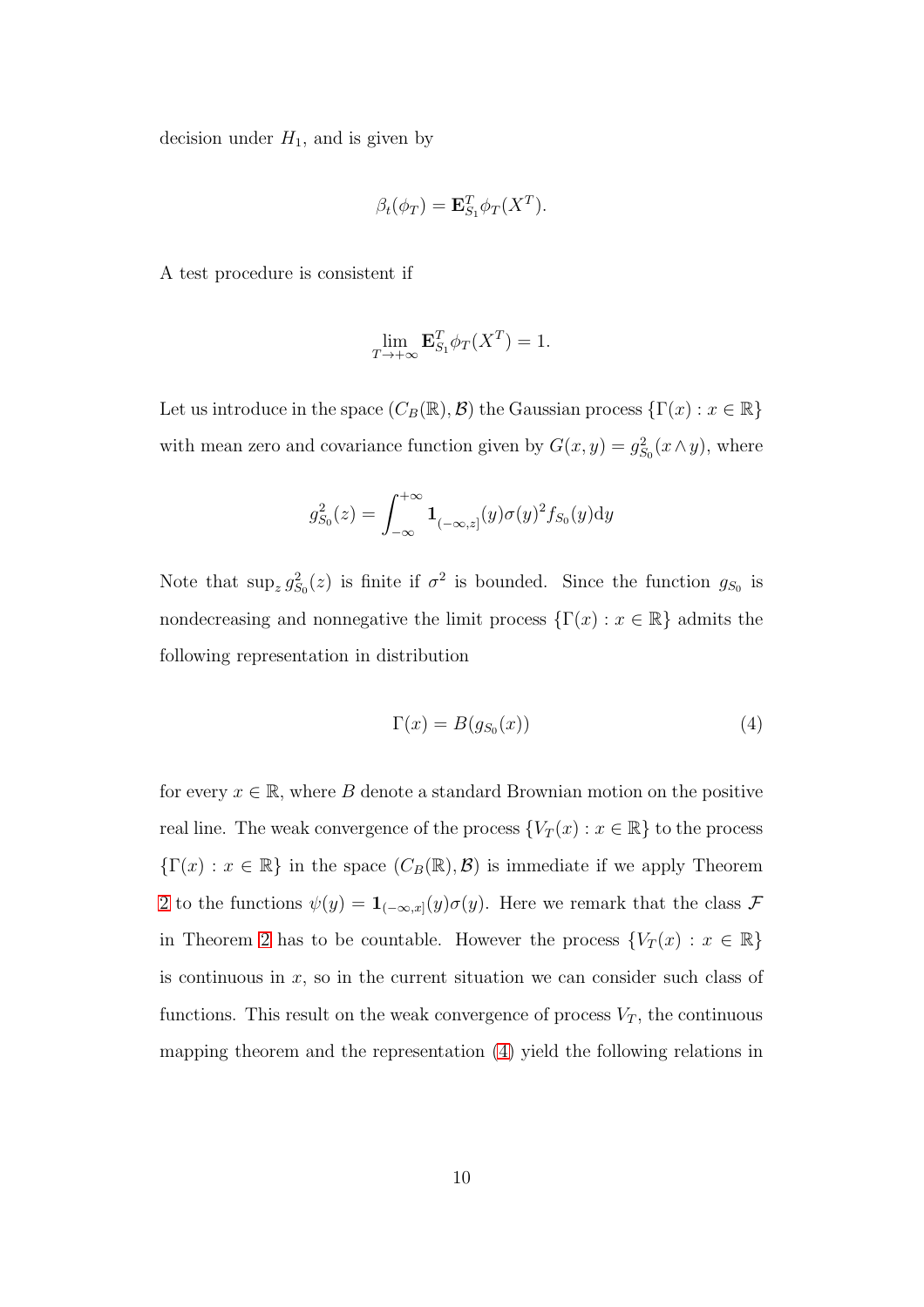decision under $H_1$, and is given by

$$\beta_t(\phi_T) = \mathbf{E}^T_{S_1}\phi_T(X^T).$$

A test procedure is consistent if

$$\lim_{T\to+\infty} \mathbf{E}^T_{S_1}\phi_T(X^T) = 1.$$

Let us introduce in the space $(C_B(\mathbb{R}), \mathcal{B})$ the Gaussian process $\{\Gamma(x) : x \in \mathbb{R}\}$ with mean zero and covariance function given by $G(x, y) = g^2_{S_0}(x \wedge y)$, where

$$g^2_{S_0}(z) = \int_{-\infty}^{+\infty} \mathbf{1}_{(-\infty,z]}(y)\sigma(y)^2 f_{S_0}(y)\mathrm{d}y$$

Note that $\sup_z g^2_{S_0}(z)$ is finite if $\sigma^2$ is bounded. Since the function $g_{S_0}$ is nondecreasing and nonnegative the limit process $\{\Gamma(x) : x \in \mathbb{R}\}$ admits the following representation in distribution

$$\Gamma(x) = B(g_{S_0}(x)) \tag{4}$$

for every $x \in \mathbb{R}$, where $B$ denote a standard Brownian motion on the positive real line. The weak convergence of the process $\{V_T(x) : x \in \mathbb{R}\}$ to the process $\{\Gamma(x) : x \in \mathbb{R}\}$ in the space $(C_B(\mathbb{R}), \mathcal{B})$ is immediate if we apply Theorem 2 to the functions $\psi(y) = \mathbf{1}_{(-\infty,x]}(y)\sigma(y)$. Here we remark that the class $\mathcal{F}$ in Theorem 2 has to be countable. However the process $\{V_T(x) : x \in \mathbb{R}\}$ is continuous in $x$, so in the current situation we can consider such class of functions. This result on the weak convergence of process $V_T$, the continuous mapping theorem and the representation (4) yield the following relations in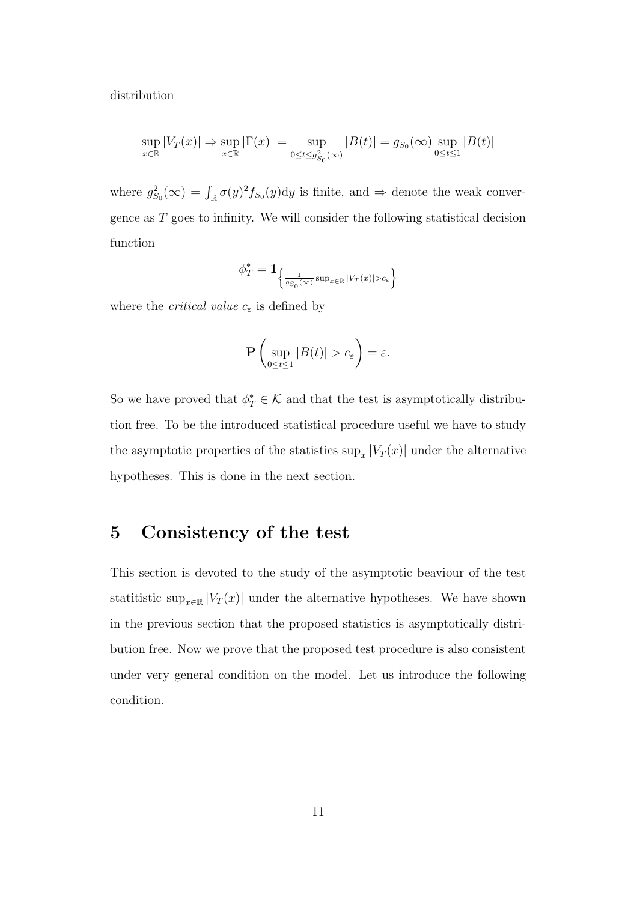distribution

$$\sup_{x\in\mathbb{R}} |V_T(x)| \Rightarrow \sup_{x\in\mathbb{R}} |\Gamma(x)| = \sup_{0\leq t\leq g^2_{S_0}(\infty)} |B(t)| = g_{S_0}(\infty) \sup_{0\leq t\leq 1} |B(t)|$$

where $g^2_{S_0}(\infty) = \int_{\mathbb{R}} \sigma(y)^2 f_{S_0}(y)\mathrm{d}y$ is finite, and $\Rightarrow$ denote the weak convergence as $T$ goes to infinity. We will consider the following statistical decision function

$$\phi^*_T = \mathbf{1}_{\left\{\frac{1}{g_{S_0}(\infty)}\sup_{x\in\mathbb{R}} |V_T(x)| > c_\varepsilon\right\}}$$

where the *critical value* $c_\varepsilon$ is defined by

$$\mathbf{P}\left(\sup_{0\leq t\leq 1} |B(t)| > c_\varepsilon\right) = \varepsilon.$$

So we have proved that $\phi^*_T \in \mathcal{K}$ and that the test is asymptotically distribution free. To be the introduced statistical procedure useful we have to study the asymptotic properties of the statistics $\sup_x |V_T(x)|$ under the alternative hypotheses. This is done in the next section.

## 5 Consistency of the test

This section is devoted to the study of the asymptotic beaviour of the test statitistic $\sup_{x\in\mathbb{R}} |V_T(x)|$ under the alternative hypotheses. We have shown in the previous section that the proposed statistics is asymptotically distribution free. Now we prove that the proposed test procedure is also consistent under very general condition on the model. Let us introduce the following condition.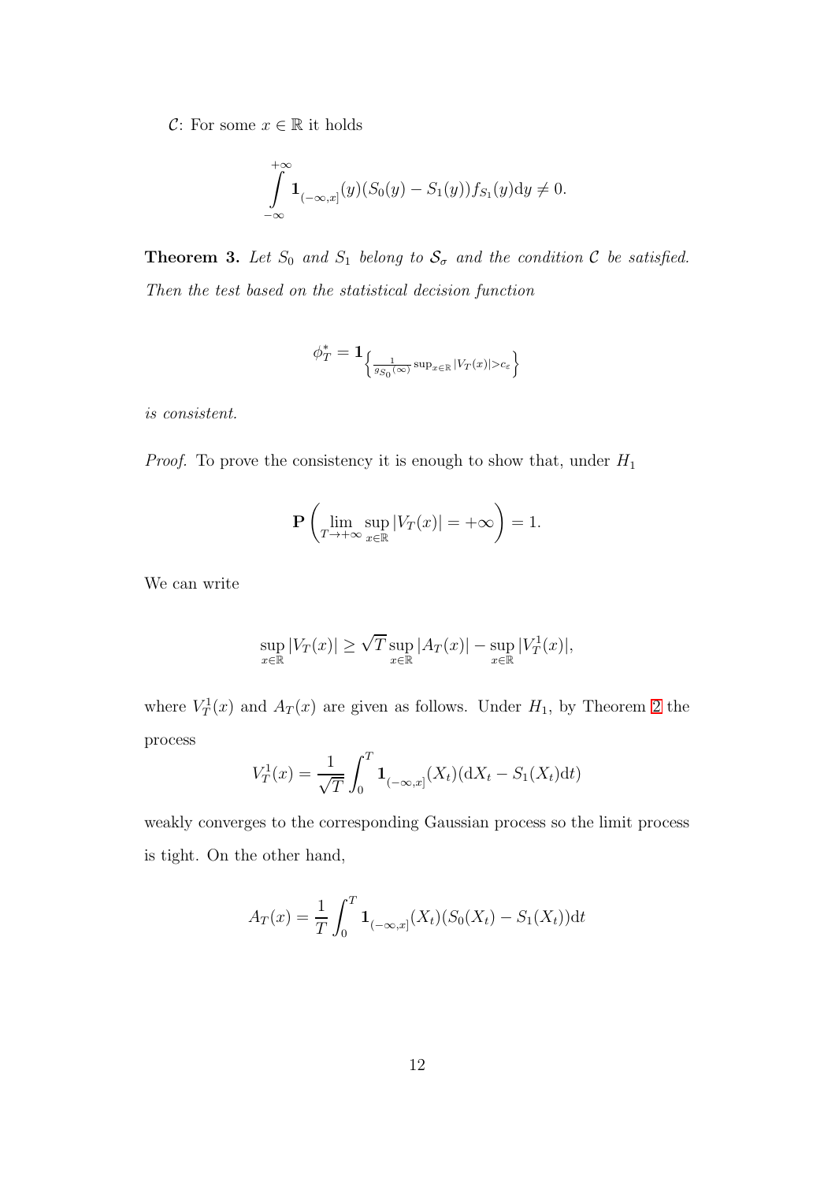$\mathcal{C}$: For some $x \in \mathbb{R}$ it holds

$$\int_{-\infty}^{+\infty} \mathbf{1}_{(-\infty,x]}(y)(S_0(y) - S_1(y))f_{S_1}(y)\mathrm{d}y \neq 0.$$

**Theorem 3.** *Let $S_0$ and $S_1$ belong to $\mathcal{S}_\sigma$ and the condition $\mathcal{C}$ be satisfied. Then the test based on the statistical decision function*

$$\phi_T^* = \mathbf{1}_{\left\{\frac{1}{g_{S_0}(\infty)} \sup_{x\in\mathbb{R}} |V_T(x)| > c_\varepsilon\right\}}$$

*is consistent.*

*Proof.* To prove the consistency it is enough to show that, under $H_1$

$$\mathbf{P}\left(\lim_{T\to+\infty} \sup_{x\in\mathbb{R}} |V_T(x)| = +\infty\right) = 1.$$

We can write

$$\sup_{x\in\mathbb{R}} |V_T(x)| \geq \sqrt{T} \sup_{x\in\mathbb{R}} |A_T(x)| - \sup_{x\in\mathbb{R}} |V_T^1(x)|,$$

where $V_T^1(x)$ and $A_T(x)$ are given as follows. Under $H_1$, by Theorem 2 the process

$$V_T^1(x) = \frac{1}{\sqrt{T}} \int_0^T \mathbf{1}_{(-\infty,x]}(X_t)(\mathrm{d}X_t - S_1(X_t)\mathrm{d}t)$$

weakly converges to the corresponding Gaussian process so the limit process is tight. On the other hand,

$$A_T(x) = \frac{1}{T} \int_0^T \mathbf{1}_{(-\infty,x]}(X_t)(S_0(X_t) - S_1(X_t))\mathrm{d}t$$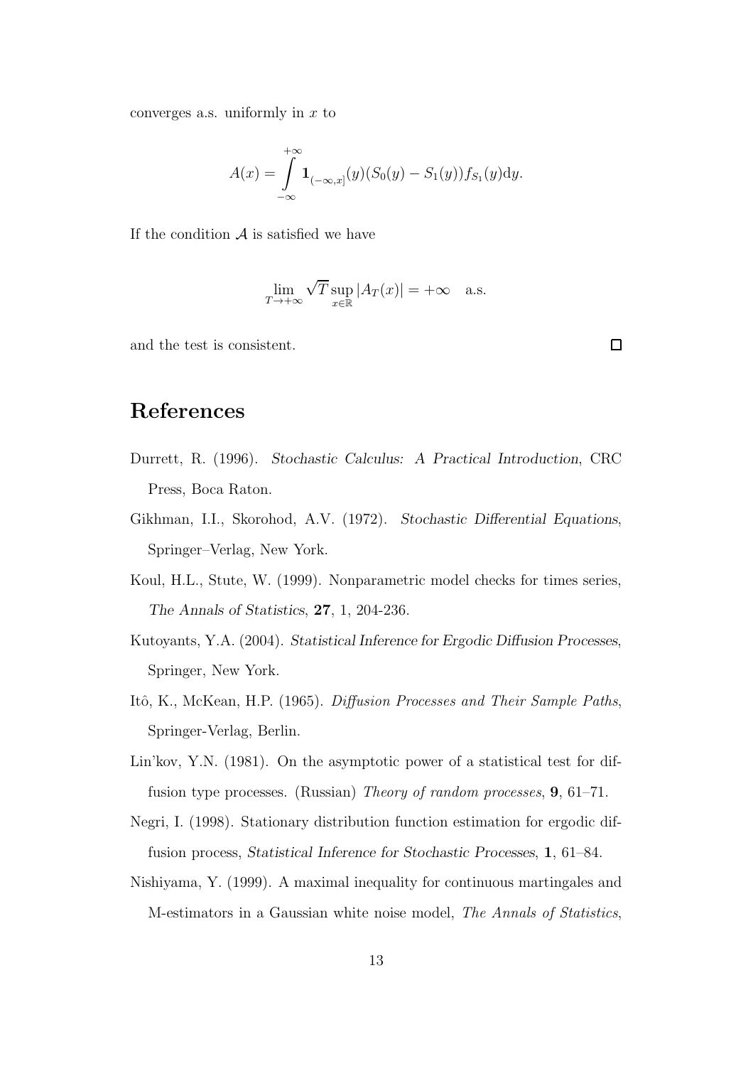converges a.s. uniformly in $x$ to

$$A(x) = \int_{-\infty}^{+\infty} \mathbf{1}_{(-\infty,x]}(y)(S_0(y) - S_1(y))f_{S_1}(y)\mathrm{d}y.$$

If the condition $\mathcal{A}$ is satisfied we have

$$\lim_{T\to+\infty} \sqrt{T} \sup_{x\in\mathbb{R}} |A_T(x)| = +\infty \quad \text{a.s.}$$

and the test is consistent. □

# References

Durrett, R. (1996). *Stochastic Calculus: A Practical Introduction*, CRC Press, Boca Raton.

Gikhman, I.I., Skorohod, A.V. (1972). *Stochastic Differential Equations*, Springer–Verlag, New York.

Koul, H.L., Stute, W. (1999). Nonparametric model checks for times series, *The Annals of Statistics*, **27**, 1, 204-236.

Kutoyants, Y.A. (2004). *Statistical Inference for Ergodic Diffusion Processes*, Springer, New York.

Itô, K., McKean, H.P. (1965). *Diffusion Processes and Their Sample Paths*, Springer-Verlag, Berlin.

Lin'kov, Y.N. (1981). On the asymptotic power of a statistical test for diffusion type processes. (Russian) *Theory of random processes*, **9**, 61–71.

Negri, I. (1998). Stationary distribution function estimation for ergodic diffusion process, *Statistical Inference for Stochastic Processes*, **1**, 61–84.

Nishiyama, Y. (1999). A maximal inequality for continuous martingales and M-estimators in a Gaussian white noise model, *The Annals of Statistics*,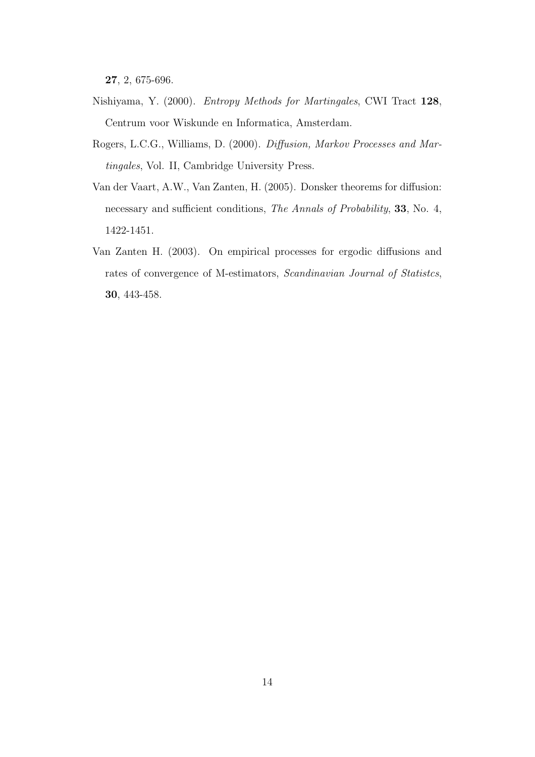**27**, 2, 675-696.

Nishiyama, Y. (2000). *Entropy Methods for Martingales*, CWI Tract **128**, Centrum voor Wiskunde en Informatica, Amsterdam.

Rogers, L.C.G., Williams, D. (2000). *Diffusion, Markov Processes and Martingales*, Vol. II, Cambridge University Press.

Van der Vaart, A.W., Van Zanten, H. (2005). Donsker theorems for diffusion: necessary and sufficient conditions, *The Annals of Probability*, **33**, No. 4, 1422-1451.

Van Zanten H. (2003). On empirical processes for ergodic diffusions and rates of convergence of M-estimators, *Scandinavian Journal of Statistcs*, **30**, 443-458.